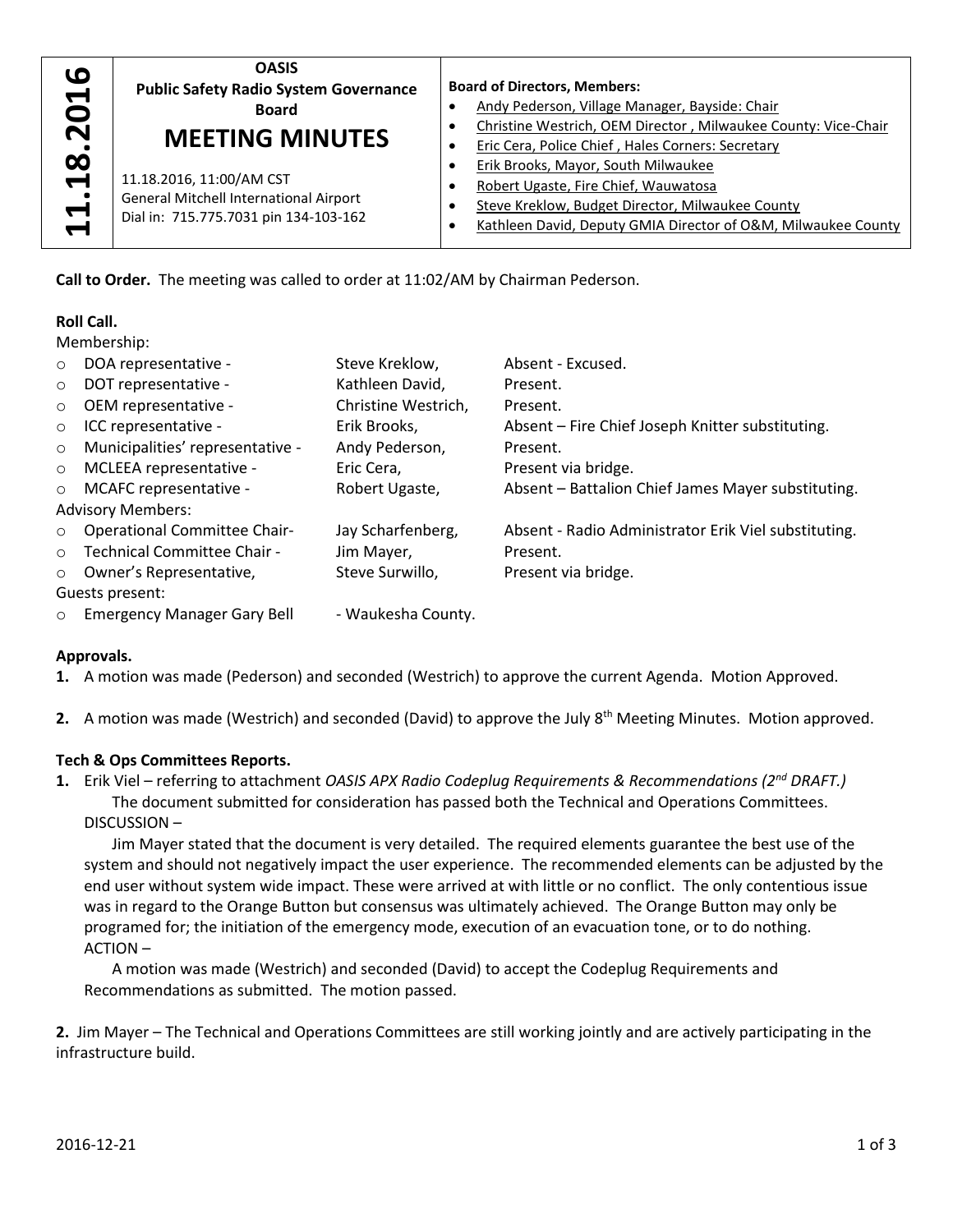**11.18.2016**

# OASIS

## Public Safety Radio System Governance Board

# MEETING MINUTES

11.18.2016, 11:00/AM CST
General Mitchell International Airport
Dial in: 715.775.7031 pin 134-103-162

**Board of Directors, Members:**

- Andy Pederson, Village Manager, Bayside: Chair
- Christine Westrich, OEM Director , Milwaukee County: Vice-Chair
- Eric Cera, Police Chief , Hales Corners: Secretary
- Erik Brooks, Mayor, South Milwaukee
- Robert Ugaste, Fire Chief, Wauwatosa
- Steve Kreklow, Budget Director, Milwaukee County
- Kathleen David, Deputy GMIA Director of O&M, Milwaukee County

**Call to Order.** The meeting was called to order at 11:02/AM by Chairman Pederson.

**Roll Call.**

Membership:

- DOA representative - Steve Kreklow, Absent - Excused.
- DOT representative - Kathleen David, Present.
- OEM representative - Christine Westrich, Present.
- ICC representative - Erik Brooks, Absent – Fire Chief Joseph Knitter substituting.
- Municipalities' representative - Andy Pederson, Present.
- MCLEEA representative - Eric Cera, Present via bridge.
- MCAFC representative - Robert Ugaste, Absent – Battalion Chief James Mayer substituting.

Advisory Members:

- Operational Committee Chair- Jay Scharfenberg, Absent - Radio Administrator Erik Viel substituting.
- Technical Committee Chair - Jim Mayer, Present.
- Owner's Representative, Steve Surwillo, Present via bridge.

Guests present:

- Emergency Manager Gary Bell - Waukesha County.

**Approvals.**

1. A motion was made (Pederson) and seconded (Westrich) to approve the current Agenda. Motion Approved.

2. A motion was made (Westrich) and seconded (David) to approve the July 8th Meeting Minutes. Motion approved.

**Tech & Ops Committees Reports.**

1. Erik Viel – referring to attachment *OASIS APX Radio Codeplug Requirements & Recommendations (2nd DRAFT.)*
   The document submitted for consideration has passed both the Technical and Operations Committees.
   DISCUSSION –
   Jim Mayer stated that the document is very detailed. The required elements guarantee the best use of the system and should not negatively impact the user experience. The recommended elements can be adjusted by the end user without system wide impact. These were arrived at with little or no conflict. The only contentious issue was in regard to the Orange Button but consensus was ultimately achieved. The Orange Button may only be programed for; the initiation of the emergency mode, execution of an evacuation tone, or to do nothing.
   ACTION –
   A motion was made (Westrich) and seconded (David) to accept the Codeplug Requirements and Recommendations as submitted. The motion passed.

2. Jim Mayer – The Technical and Operations Committees are still working jointly and are actively participating in the infrastructure build.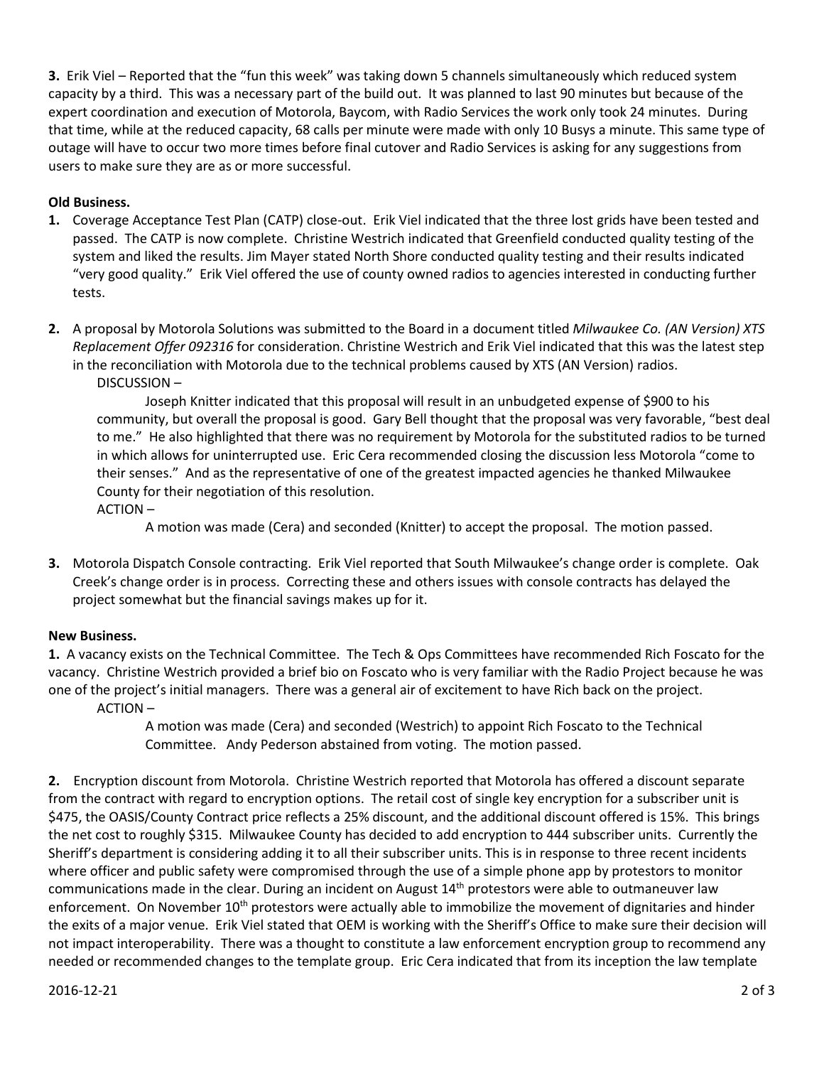**3.** Erik Viel – Reported that the "fun this week" was taking down 5 channels simultaneously which reduced system capacity by a third. This was a necessary part of the build out. It was planned to last 90 minutes but because of the expert coordination and execution of Motorola, Baycom, with Radio Services the work only took 24 minutes. During that time, while at the reduced capacity, 68 calls per minute were made with only 10 Busys a minute. This same type of outage will have to occur two more times before final cutover and Radio Services is asking for any suggestions from users to make sure they are as or more successful.

**Old Business.**

**1.** Coverage Acceptance Test Plan (CATP) close-out. Erik Viel indicated that the three lost grids have been tested and passed. The CATP is now complete. Christine Westrich indicated that Greenfield conducted quality testing of the system and liked the results. Jim Mayer stated North Shore conducted quality testing and their results indicated "very good quality." Erik Viel offered the use of county owned radios to agencies interested in conducting further tests.

**2.** A proposal by Motorola Solutions was submitted to the Board in a document titled *Milwaukee Co. (AN Version) XTS Replacement Offer 092316* for consideration. Christine Westrich and Erik Viel indicated that this was the latest step in the reconciliation with Motorola due to the technical problems caused by XTS (AN Version) radios.

DISCUSSION –

Joseph Knitter indicated that this proposal will result in an unbudgeted expense of $900 to his community, but overall the proposal is good. Gary Bell thought that the proposal was very favorable, "best deal to me." He also highlighted that there was no requirement by Motorola for the substituted radios to be turned in which allows for uninterrupted use. Eric Cera recommended closing the discussion less Motorola "come to their senses." And as the representative of one of the greatest impacted agencies he thanked Milwaukee County for their negotiation of this resolution.

ACTION –

A motion was made (Cera) and seconded (Knitter) to accept the proposal. The motion passed.

**3.** Motorola Dispatch Console contracting. Erik Viel reported that South Milwaukee's change order is complete. Oak Creek's change order is in process. Correcting these and others issues with console contracts has delayed the project somewhat but the financial savings makes up for it.

**New Business.**

**1.** A vacancy exists on the Technical Committee. The Tech & Ops Committees have recommended Rich Foscato for the vacancy. Christine Westrich provided a brief bio on Foscato who is very familiar with the Radio Project because he was one of the project's initial managers. There was a general air of excitement to have Rich back on the project.

ACTION –

A motion was made (Cera) and seconded (Westrich) to appoint Rich Foscato to the Technical Committee. Andy Pederson abstained from voting. The motion passed.

**2.** Encryption discount from Motorola. Christine Westrich reported that Motorola has offered a discount separate from the contract with regard to encryption options. The retail cost of single key encryption for a subscriber unit is $475, the OASIS/County Contract price reflects a 25% discount, and the additional discount offered is 15%. This brings the net cost to roughly $315. Milwaukee County has decided to add encryption to 444 subscriber units. Currently the Sheriff's department is considering adding it to all their subscriber units. This is in response to three recent incidents where officer and public safety were compromised through the use of a simple phone app by protestors to monitor communications made in the clear. During an incident on August 14th protestors were able to outmaneuver law enforcement. On November 10th protestors were actually able to immobilize the movement of dignitaries and hinder the exits of a major venue. Erik Viel stated that OEM is working with the Sheriff's Office to make sure their decision will not impact interoperability. There was a thought to constitute a law enforcement encryption group to recommend any needed or recommended changes to the template group. Eric Cera indicated that from its inception the law template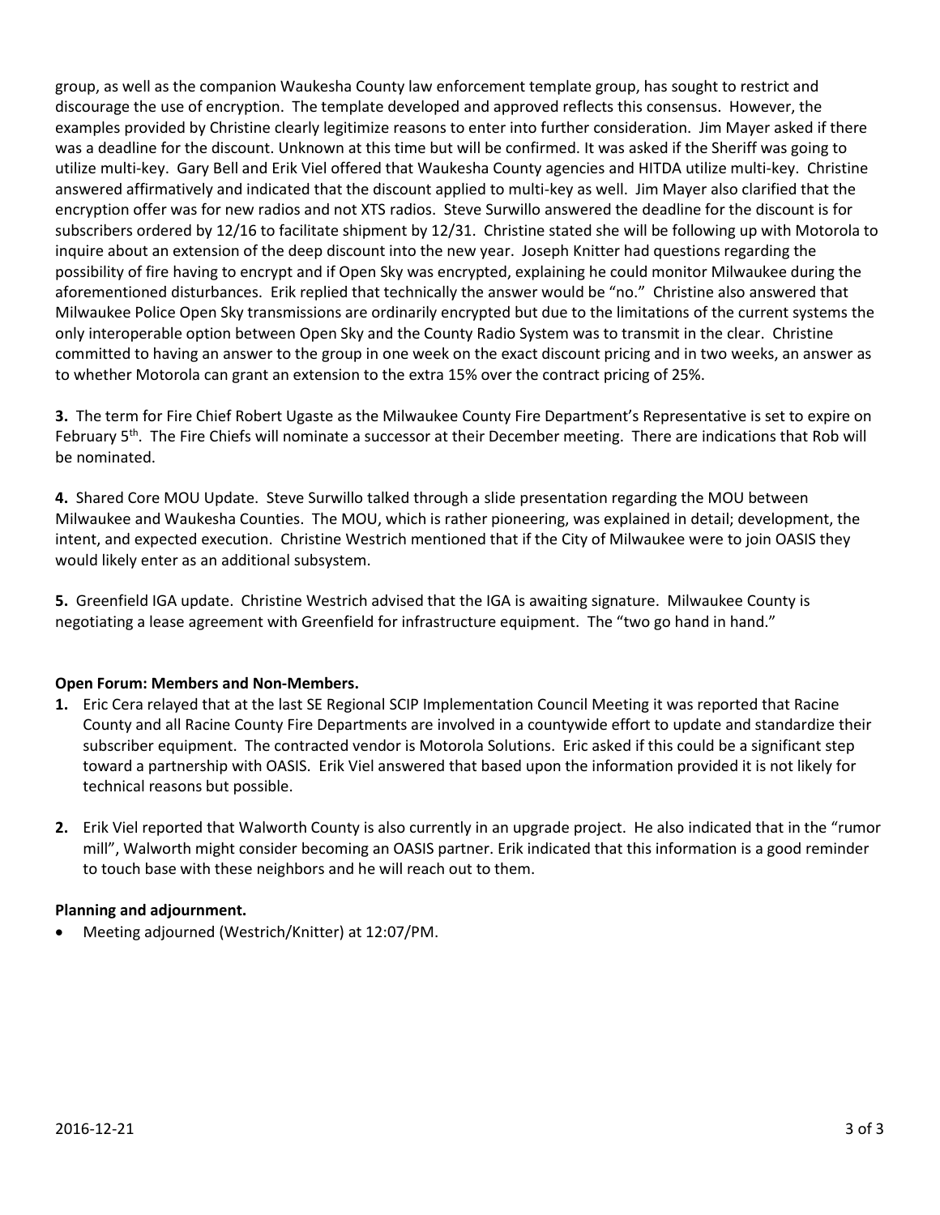group, as well as the companion Waukesha County law enforcement template group, has sought to restrict and discourage the use of encryption. The template developed and approved reflects this consensus. However, the examples provided by Christine clearly legitimize reasons to enter into further consideration. Jim Mayer asked if there was a deadline for the discount. Unknown at this time but will be confirmed. It was asked if the Sheriff was going to utilize multi-key. Gary Bell and Erik Viel offered that Waukesha County agencies and HITDA utilize multi-key. Christine answered affirmatively and indicated that the discount applied to multi-key as well. Jim Mayer also clarified that the encryption offer was for new radios and not XTS radios. Steve Surwillo answered the deadline for the discount is for subscribers ordered by 12/16 to facilitate shipment by 12/31. Christine stated she will be following up with Motorola to inquire about an extension of the deep discount into the new year. Joseph Knitter had questions regarding the possibility of fire having to encrypt and if Open Sky was encrypted, explaining he could monitor Milwaukee during the aforementioned disturbances. Erik replied that technically the answer would be "no." Christine also answered that Milwaukee Police Open Sky transmissions are ordinarily encrypted but due to the limitations of the current systems the only interoperable option between Open Sky and the County Radio System was to transmit in the clear. Christine committed to having an answer to the group in one week on the exact discount pricing and in two weeks, an answer as to whether Motorola can grant an extension to the extra 15% over the contract pricing of 25%.

**3.** The term for Fire Chief Robert Ugaste as the Milwaukee County Fire Department's Representative is set to expire on February 5th. The Fire Chiefs will nominate a successor at their December meeting. There are indications that Rob will be nominated.

**4.** Shared Core MOU Update. Steve Surwillo talked through a slide presentation regarding the MOU between Milwaukee and Waukesha Counties. The MOU, which is rather pioneering, was explained in detail; development, the intent, and expected execution. Christine Westrich mentioned that if the City of Milwaukee were to join OASIS they would likely enter as an additional subsystem.

**5.** Greenfield IGA update. Christine Westrich advised that the IGA is awaiting signature. Milwaukee County is negotiating a lease agreement with Greenfield for infrastructure equipment. The "two go hand in hand."

**Open Forum: Members and Non-Members.**

1. Eric Cera relayed that at the last SE Regional SCIP Implementation Council Meeting it was reported that Racine County and all Racine County Fire Departments are involved in a countywide effort to update and standardize their subscriber equipment. The contracted vendor is Motorola Solutions. Eric asked if this could be a significant step toward a partnership with OASIS. Erik Viel answered that based upon the information provided it is not likely for technical reasons but possible.

2. Erik Viel reported that Walworth County is also currently in an upgrade project. He also indicated that in the "rumor mill", Walworth might consider becoming an OASIS partner. Erik indicated that this information is a good reminder to touch base with these neighbors and he will reach out to them.

**Planning and adjournment.**

- Meeting adjourned (Westrich/Knitter) at 12:07/PM.